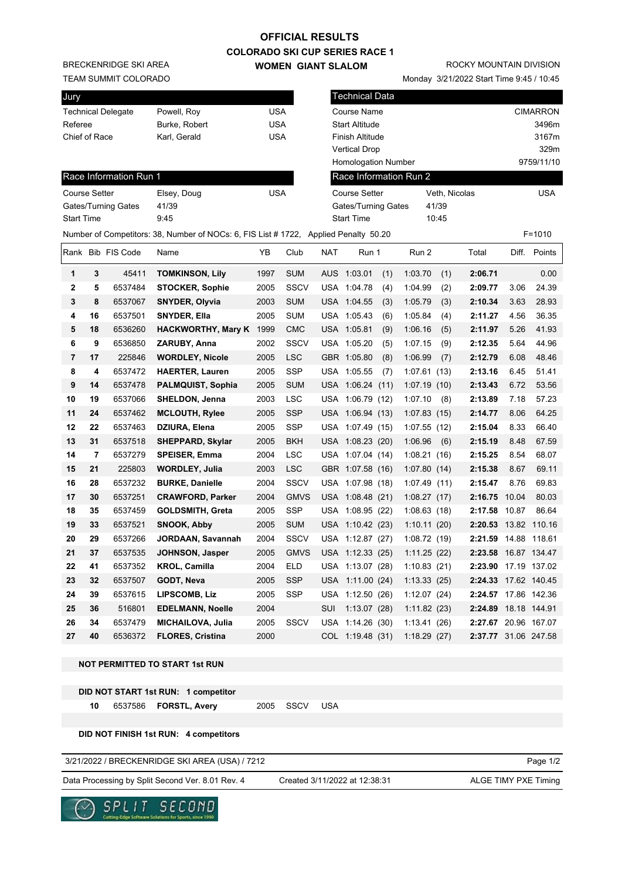# OFFICIAL RESULTS

## COLORADO SKI CUP SERIES RACE 1

## WOMEN GIANT SLALOM

BRECKENRIDGE SKI AREA
TEAM SUMMIT COLORADO

ROCKY MOUNTAIN DIVISION
Monday 3/21/2022 Start Time 9:45 / 10:45

| Jury | | |
|---|---|---|
| Technical Delegate | Powell, Roy | USA |
| Referee | Burke, Robert | USA |
| Chief of Race | Karl, Gerald | USA |

| Technical Data | |
|---|---|
| Course Name | CIMARRON |
| Start Altitude | 3496m |
| Finish Altitude | 3167m |
| Vertical Drop | 329m |
| Homologation Number | 9759/11/10 |

| Race Information Run 1 | | |
|---|---|---|
| Course Setter | Elsey, Doug | USA |
| Gates/Turning Gates | 41/39 | |
| Start Time | 9:45 | |

| Race Information Run 2 | | |
|---|---|---|
| Course Setter | Veth, Nicolas | USA |
| Gates/Turning Gates | 41/39 | |
| Start Time | 10:45 | |

Number of Competitors: 38, Number of NOCs: 6, FIS List # 1722, Applied Penalty 50.20 F=1010

| Rank | Bib | FIS Code | Name | YB | Club | NAT | Run 1 | Run 2 | Total | Diff. | Points |
|---|---|---|---|---|---|---|---|---|---|---|---|
| 1 | 3 | 45411 | **TOMKINSON, Lily** | 1997 | SUM | AUS | 1:03.01 (1) | 1:03.70 (1) | **2:06.71** | | 0.00 |
| 2 | 5 | 6537484 | **STOCKER, Sophie** | 2005 | SSCV | USA | 1:04.78 (4) | 1:04.99 (2) | **2:09.77** | 3.06 | 24.39 |
| 3 | 8 | 6537067 | **SNYDER, Olyvia** | 2003 | SUM | USA | 1:04.55 (3) | 1:05.79 (3) | **2:10.34** | 3.63 | 28.93 |
| 4 | 16 | 6537501 | **SNYDER, Ella** | 2005 | SUM | USA | 1:05.43 (6) | 1:05.84 (4) | **2:11.27** | 4.56 | 36.35 |
| 5 | 18 | 6536260 | **HACKWORTHY, Mary K** | 1999 | CMC | USA | 1:05.81 (9) | 1:06.16 (5) | **2:11.97** | 5.26 | 41.93 |
| 6 | 9 | 6536850 | **ZARUBY, Anna** | 2002 | SSCV | USA | 1:05.20 (5) | 1:07.15 (9) | **2:12.35** | 5.64 | 44.96 |
| 7 | 17 | 225846 | **WORDLEY, Nicole** | 2005 | LSC | GBR | 1:05.80 (8) | 1:06.99 (7) | **2:12.79** | 6.08 | 48.46 |
| 8 | 4 | 6537472 | **HAERTER, Lauren** | 2005 | SSP | USA | 1:05.55 (7) | 1:07.61 (13) | **2:13.16** | 6.45 | 51.41 |
| 9 | 14 | 6537478 | **PALMQUIST, Sophia** | 2005 | SUM | USA | 1:06.24 (11) | 1:07.19 (10) | **2:13.43** | 6.72 | 53.56 |
| 10 | 19 | 6537066 | **SHELDON, Jenna** | 2003 | LSC | USA | 1:06.79 (12) | 1:07.10 (8) | **2:13.89** | 7.18 | 57.23 |
| 11 | 24 | 6537462 | **MCLOUTH, Rylee** | 2005 | SSP | USA | 1:06.94 (13) | 1:07.83 (15) | **2:14.77** | 8.06 | 64.25 |
| 12 | 22 | 6537463 | **DZIURA, Elena** | 2005 | SSP | USA | 1:07.49 (15) | 1:07.55 (12) | **2:15.04** | 8.33 | 66.40 |
| 13 | 31 | 6537518 | **SHEPPARD, Skylar** | 2005 | BKH | USA | 1:08.23 (20) | 1:06.96 (6) | **2:15.19** | 8.48 | 67.59 |
| 14 | 7 | 6537279 | **SPEISER, Emma** | 2004 | LSC | USA | 1:07.04 (14) | 1:08.21 (16) | **2:15.25** | 8.54 | 68.07 |
| 15 | 21 | 225803 | **WORDLEY, Julia** | 2003 | LSC | GBR | 1:07.58 (16) | 1:07.80 (14) | **2:15.38** | 8.67 | 69.11 |
| 16 | 28 | 6537232 | **BURKE, Danielle** | 2004 | SSCV | USA | 1:07.98 (18) | 1:07.49 (11) | **2:15.47** | 8.76 | 69.83 |
| 17 | 30 | 6537251 | **CRAWFORD, Parker** | 2004 | GMVS | USA | 1:08.48 (21) | 1:08.27 (17) | **2:16.75** | 10.04 | 80.03 |
| 18 | 35 | 6537459 | **GOLDSMITH, Greta** | 2005 | SSP | USA | 1:08.95 (22) | 1:08.63 (18) | **2:17.58** | 10.87 | 86.64 |
| 19 | 33 | 6537521 | **SNOOK, Abby** | 2005 | SUM | USA | 1:10.42 (23) | 1:10.11 (20) | **2:20.53** | 13.82 | 110.16 |
| 20 | 29 | 6537266 | **JORDAAN, Savannah** | 2004 | SSCV | USA | 1:12.87 (27) | 1:08.72 (19) | **2:21.59** | 14.88 | 118.61 |
| 21 | 37 | 6537535 | **JOHNSON, Jasper** | 2005 | GMVS | USA | 1:12.33 (25) | 1:11.25 (22) | **2:23.58** | 16.87 | 134.47 |
| 22 | 41 | 6537352 | **KROL, Camilla** | 2004 | ELD | USA | 1:13.07 (28) | 1:10.83 (21) | **2:23.90** | 17.19 | 137.02 |
| 23 | 32 | 6537507 | **GODT, Neva** | 2005 | SSP | USA | 1:11.00 (24) | 1:13.33 (25) | **2:24.33** | 17.62 | 140.45 |
| 24 | 39 | 6537615 | **LIPSCOMB, Liz** | 2005 | SSP | USA | 1:12.50 (26) | 1:12.07 (24) | **2:24.57** | 17.86 | 142.36 |
| 25 | 36 | 516801 | **EDELMANN, Noelle** | 2004 | | SUI | 1:13.07 (28) | 1:11.82 (23) | **2:24.89** | 18.18 | 144.91 |
| 26 | 34 | 6537479 | **MICHAILOVA, Julia** | 2005 | SSCV | USA | 1:14.26 (30) | 1:13.41 (26) | **2:27.67** | 20.96 | 167.07 |
| 27 | 40 | 6536372 | **FLORES, Cristina** | 2000 | | COL | 1:19.48 (31) | 1:18.29 (27) | **2:37.77** | 31.06 | 247.58 |

**NOT PERMITTED TO START 1st RUN**

**DID NOT START 1st RUN: 1 competitor**

| Bib | FIS Code | Name | YB | Club | NAT |
|---|---|---|---|---|---|
| 10 | 6537586 | **FORSTL, Avery** | 2005 | SSCV | USA |

**DID NOT FINISH 1st RUN: 4 competitors**

3/21/2022 / BRECKENRIDGE SKI AREA (USA) / 7212

Data Processing by Split Second Ver. 8.01 Rev. 4 Created 3/11/2022 at 12:38:31 ALGE TIMY PXE Timing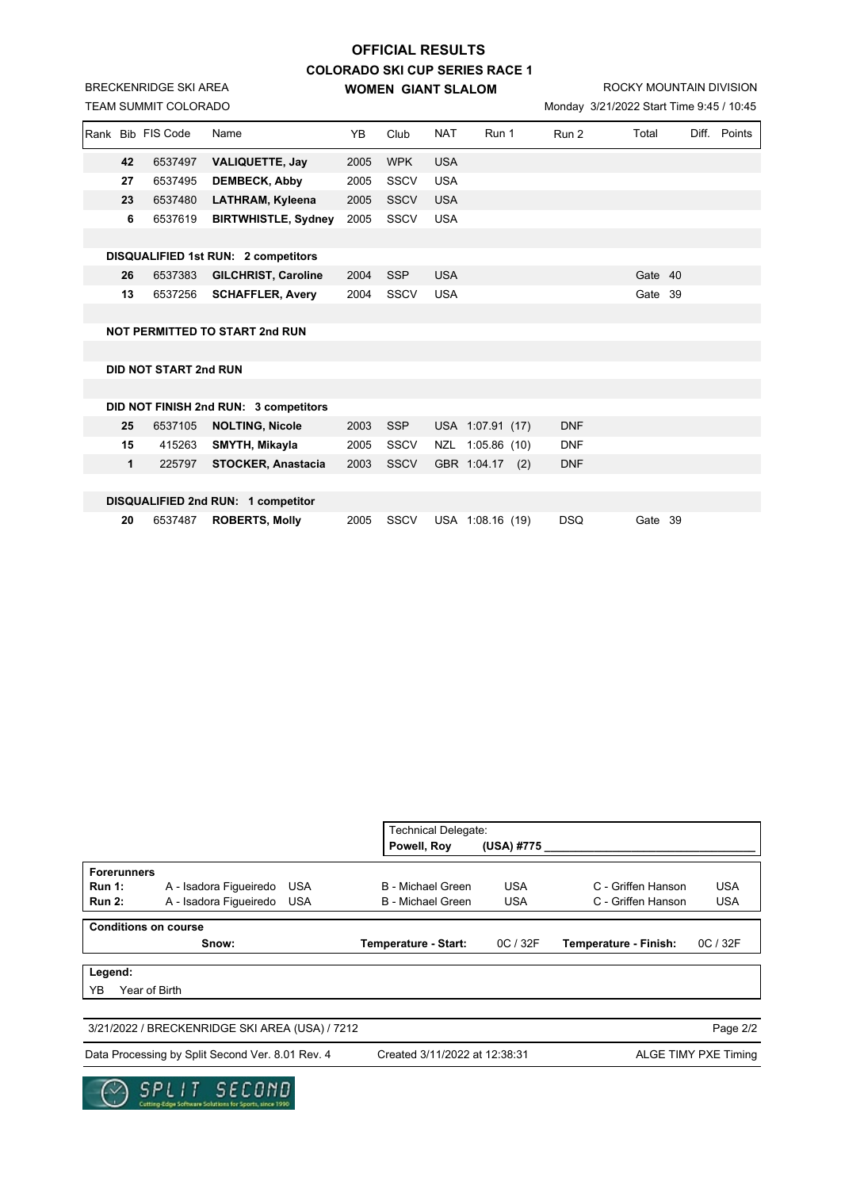# OFFICIAL RESULTS

## COLORADO SKI CUP SERIES RACE 1

BRECKENRIDGE SKI AREA — **WOMEN GIANT SLALOM** — ROCKY MOUNTAIN DIVISION

TEAM SUMMIT COLORADO — Monday 3/21/2022 Start Time 9:45 / 10:45

| Rank | Bib | FIS Code | Name | YB | Club | NAT | Run 1 | Run 2 | Total | Diff. | Points |
|---|---|---|---|---|---|---|---|---|---|---|---|
| | 42 | 6537497 | **VALIQUETTE, Jay** | 2005 | WPK | USA | | | | | |
| | 27 | 6537495 | **DEMBECK, Abby** | 2005 | SSCV | USA | | | | | |
| | 23 | 6537480 | **LATHRAM, Kyleena** | 2005 | SSCV | USA | | | | | |
| | 6 | 6537619 | **BIRTWHISTLE, Sydney** | 2005 | SSCV | USA | | | | | |
| | | | **DISQUALIFIED 1st RUN: 2 competitors** | | | | | | | | |
| | 26 | 6537383 | **GILCHRIST, Caroline** | 2004 | SSP | USA | | | Gate 40 | | |
| | 13 | 6537256 | **SCHAFFLER, Avery** | 2004 | SSCV | USA | | | Gate 39 | | |
| | | | **NOT PERMITTED TO START 2nd RUN** | | | | | | | | |
| | | | **DID NOT START 2nd RUN** | | | | | | | | |
| | | | **DID NOT FINISH 2nd RUN: 3 competitors** | | | | | | | | |
| | 25 | 6537105 | **NOLTING, Nicole** | 2003 | SSP | USA | 1:07.91 (17) | DNF | | | |
| | 15 | 415263 | **SMYTH, Mikayla** | 2005 | SSCV | NZL | 1:05.86 (10) | DNF | | | |
| | 1 | 225797 | **STOCKER, Anastacia** | 2003 | SSCV | GBR | 1:04.17 (2) | DNF | | | |
| | | | **DISQUALIFIED 2nd RUN: 1 competitor** | | | | | | | | |
| | 20 | 6537487 | **ROBERTS, Molly** | 2005 | SSCV | USA | 1:08.16 (19) | DSQ | Gate 39 | | |

Technical Delegate:
**Powell, Roy** **(USA) #775**

| **Forerunners** | | | | | | | | |
|---|---|---|---|---|---|---|---|---|
| **Run 1:** | A - Isadora Figueiredo | USA | B - Michael Green | USA | C - Griffen Hanson | USA |
| **Run 2:** | A - Isadora Figueiredo | USA | B - Michael Green | USA | C - Griffen Hanson | USA |

**Conditions on course**

**Snow:** **Temperature - Start:** 0C / 32F **Temperature - Finish:** 0C / 32F

**Legend:**
YB Year of Birth

3/21/2022 / BRECKENRIDGE SKI AREA (USA) / 7212

Data Processing by Split Second Ver. 8.01 Rev. 4 — Created 3/11/2022 at 12:38:31 — ALGE TIMY PXE Timing

SPLIT SECOND
Cutting-Edge Software Solutions for Sports, since 1990